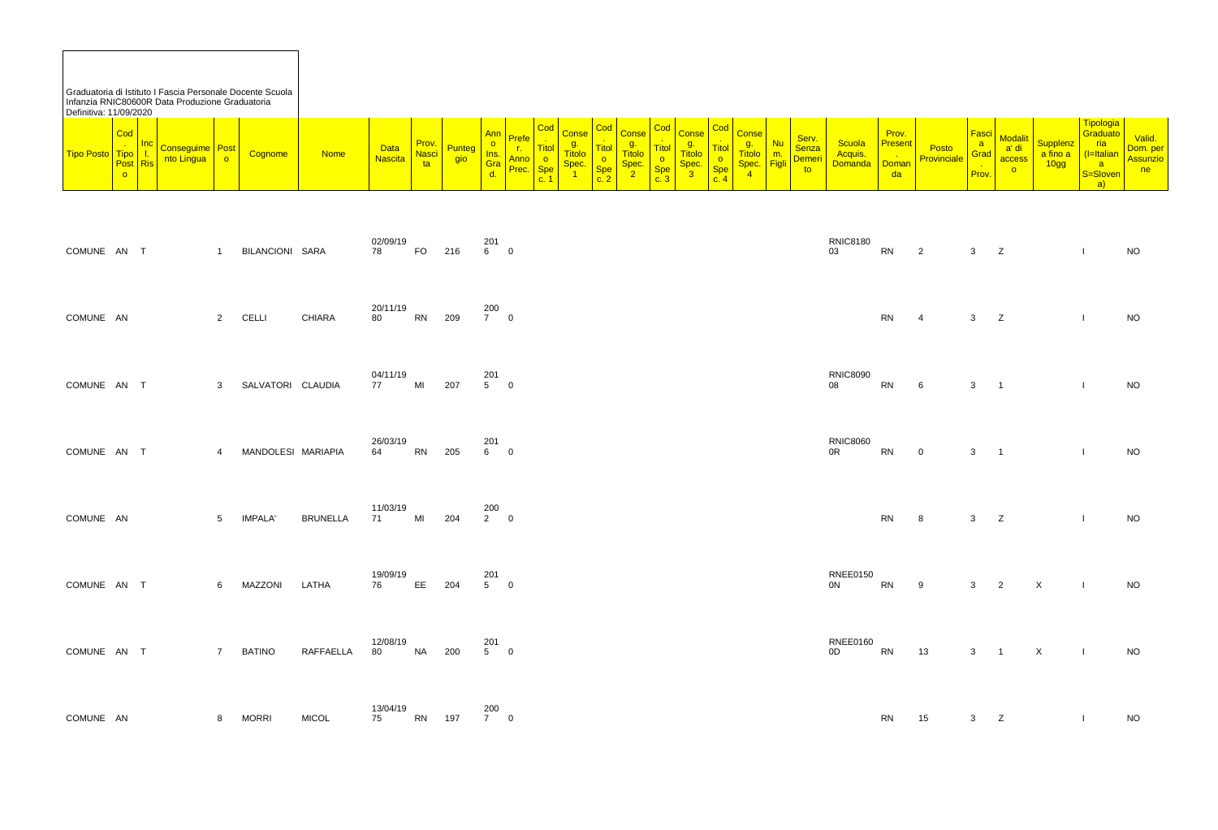Graduatoria di Istituto I Fascia Personale Docente Scuola Infanzia RNIC80600R Data Produzione Graduatoria Definitiva: 11/09/2020

| Tipo Posto | Cod. Tipo Posto | Incl. Ris | Conseguimento Lingua | Posto | Cognome | Nome | Data Nascita | Prov. Nascita | Punteggio | Anno Ins. Grad. | Prefer. Anno Prec. | Cod. Titolo Spec. 1 | Conseg. Titolo Spec. 1 | Cod. Titolo Spec. 2 | Conseg. Titolo Spec. 2 | Cod. Titolo Spec. 3 | Conseg. Titolo Spec. 3 | Cod. Titolo Spec. 4 | Conseg. Titolo Spec. 4 | Num. Figli | Serv. Senza Demerito | Scuola Acquis. Domanda | Prov. Present. Domanda | Posto Provinciale | Fascia Grad. Prov. | Modalità di accesso | Supplenza a fino a 10gg | Tipologia Graduatoria (I=Italiana S=Slovena) | Valid. Dom. per Assunzione |
|---|---|---|---|---|---|---|---|---|---|---|---|---|---|---|---|---|---|---|---|---|---|---|---|---|---|---|---|---|---|
| COMUNE | AN | T | | 1 | BILANCIONI | SARA | 02/09/1978 | FO | 216 | 2016 | 0 | | | | | | | | | | | RNIC818003 | RN | 2 | 3 | Z | | I | NO |
| COMUNE | AN | | | 2 | CELLI | CHIARA | 20/11/1980 | RN | 209 | 2007 | 0 | | | | | | | | | | | | RN | 4 | 3 | Z | | I | NO |
| COMUNE | AN | T | | 3 | SALVATORI | CLAUDIA | 04/11/1977 | MI | 207 | 2015 | 0 | | | | | | | | | | | RNIC809008 | RN | 6 | 3 | 1 | | I | NO |
| COMUNE | AN | T | | 4 | MANDOLESI | MARIAPIA | 26/03/1964 | RN | 205 | 2016 | 0 | | | | | | | | | | | RNIC80600R | RN | 0 | 3 | 1 | | I | NO |
| COMUNE | AN | | | 5 | IMPALA' | BRUNELLA | 11/03/1971 | MI | 204 | 2002 | 0 | | | | | | | | | | | | RN | 8 | 3 | Z | | I | NO |
| COMUNE | AN | T | | 6 | MAZZONI | LATHA | 19/09/1976 | EE | 204 | 2015 | 0 | | | | | | | | | | | RNEE01500N | RN | 9 | 3 | 2 | X | I | NO |
| COMUNE | AN | T | | 7 | BATINO | RAFFAELLA | 12/08/1980 | NA | 200 | 2015 | 0 | | | | | | | | | | | RNEE01600D | RN | 13 | 3 | 1 | X | I | NO |
| COMUNE | AN | | | 8 | MORRI | MICOL | 13/04/1975 | RN | 197 | 2007 | 0 | | | | | | | | | | | | RN | 15 | 3 | Z | | I | NO |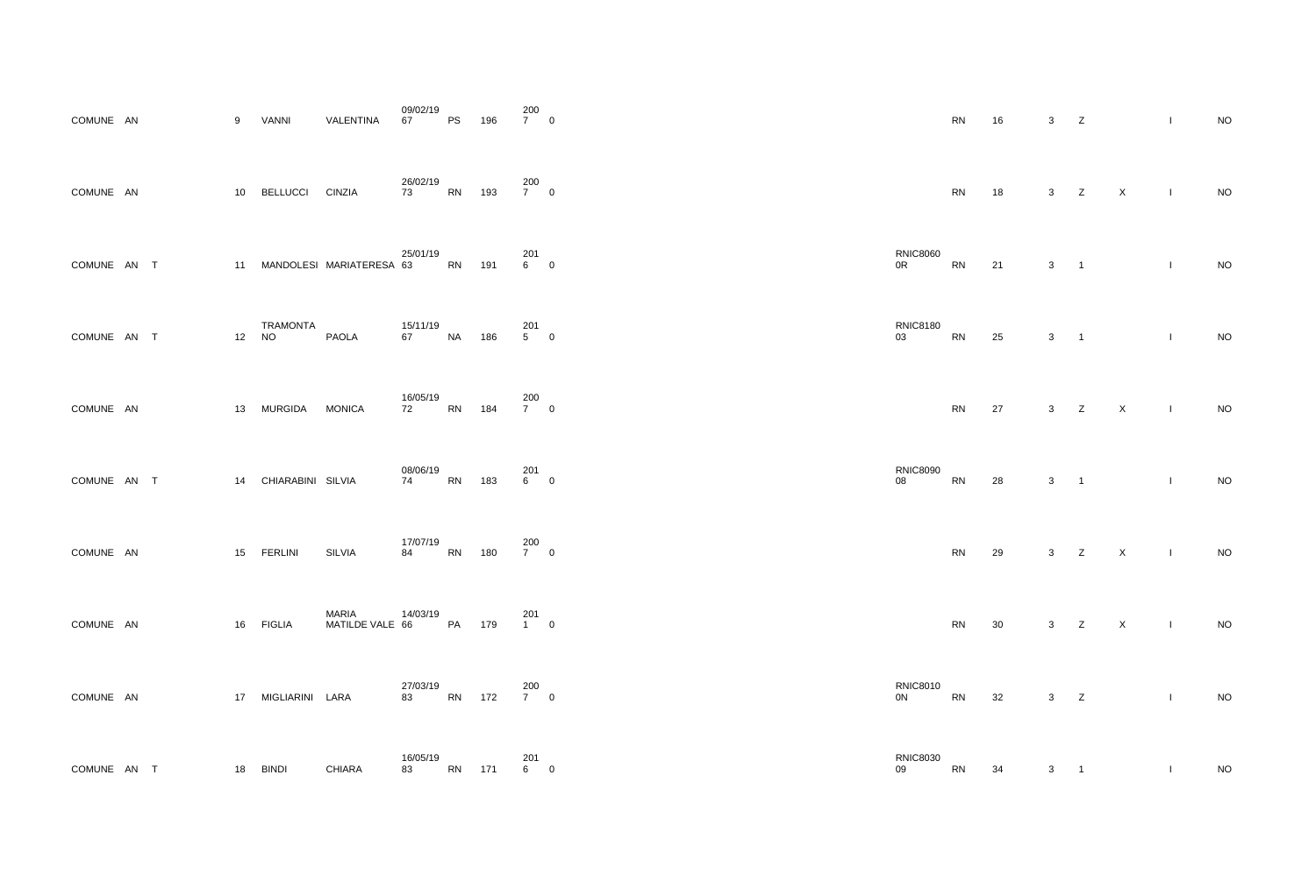| | | | | | | | | | | | | | | | | | |
|---|---|---|---|---|---|---|---|---|---|---|---|---|---|---|---|---|---|
| COMUNE | AN | | 9 | VANNI | VALENTINA | 09/02/1967 | PS | 196 | 2007 | 0 | | RN | 16 | 3 | Z | | I | NO |
| COMUNE | AN | | 10 | BELLUCCI | CINZIA | 26/02/1973 | RN | 193 | 2007 | 0 | | RN | 18 | 3 | Z | X | I | NO |
| COMUNE | AN | T | 11 | MANDOLESI | MARIATERESA | 25/01/1963 | RN | 191 | 2016 | 0 | RNIC80600R | RN | 21 | 3 | 1 | | I | NO |
| COMUNE | AN | T | 12 | TRAMONTANO | PAOLA | 15/11/1967 | NA | 186 | 2015 | 0 | RNIC818003 | RN | 25 | 3 | 1 | | I | NO |
| COMUNE | AN | | 13 | MURGIDA | MONICA | 16/05/1972 | RN | 184 | 2007 | 0 | | RN | 27 | 3 | Z | X | I | NO |
| COMUNE | AN | T | 14 | CHIARABINI | SILVIA | 08/06/1974 | RN | 183 | 2016 | 0 | RNIC809008 | RN | 28 | 3 | 1 | | I | NO |
| COMUNE | AN | | 15 | FERLINI | SILVIA | 17/07/1984 | RN | 180 | 2007 | 0 | | RN | 29 | 3 | Z | X | I | NO |
| COMUNE | AN | | 16 | FIGLIA | MARIA MATILDE VALE | 14/03/1966 | PA | 179 | 2011 | 0 | | RN | 30 | 3 | Z | X | I | NO |
| COMUNE | AN | | 17 | MIGLIARINI | LARA | 27/03/1983 | RN | 172 | 2007 | 0 | RNIC80100N | RN | 32 | 3 | Z | | I | NO |
| COMUNE | AN | T | 18 | BINDI | CHIARA | 16/05/1983 | RN | 171 | 2016 | 0 | RNIC803009 | RN | 34 | 3 | 1 | | I | NO |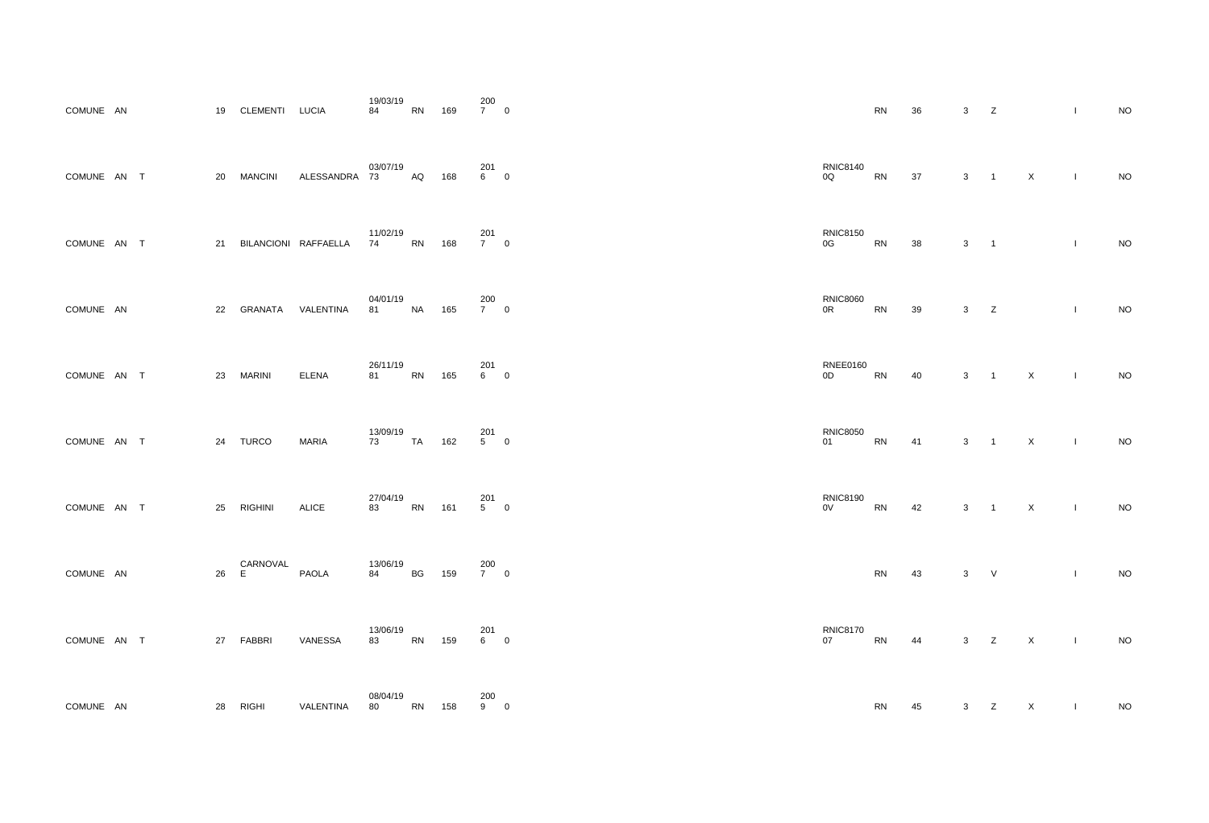| | | | | | | | | | | | | | | | | | |
|---|---|---|---|---|---|---|---|---|---|---|---|---|---|---|---|---|---|
| COMUNE | AN | | 19 | CLEMENTI | LUCIA | 19/03/19 84 | RN | 169 | 200 7 | 0 | | RN | 36 | 3 | Z | | I | NO |
| COMUNE | AN | T | 20 | MANCINI | ALESSANDRA | 03/07/19 73 | AQ | 168 | 201 6 | 0 | RNIC8140 0Q | RN | 37 | 3 | 1 | X | I | NO |
| COMUNE | AN | T | 21 | BILANCIONI | RAFFAELLA | 11/02/19 74 | RN | 168 | 201 7 | 0 | RNIC8150 0G | RN | 38 | 3 | 1 | | I | NO |
| COMUNE | AN | | 22 | GRANATA | VALENTINA | 04/01/19 81 | NA | 165 | 200 7 | 0 | RNIC8060 0R | RN | 39 | 3 | Z | | I | NO |
| COMUNE | AN | T | 23 | MARINI | ELENA | 26/11/19 81 | RN | 165 | 201 6 | 0 | RNEE0160 0D | RN | 40 | 3 | 1 | X | I | NO |
| COMUNE | AN | T | 24 | TURCO | MARIA | 13/09/19 73 | TA | 162 | 201 5 | 0 | RNIC8050 01 | RN | 41 | 3 | 1 | X | I | NO |
| COMUNE | AN | T | 25 | RIGHINI | ALICE | 27/04/19 83 | RN | 161 | 201 5 | 0 | RNIC8190 0V | RN | 42 | 3 | 1 | X | I | NO |
| COMUNE | AN | | 26 | CARNOVAL E | PAOLA | 13/06/19 84 | BG | 159 | 200 7 | 0 | | RN | 43 | 3 | V | | I | NO |
| COMUNE | AN | T | 27 | FABBRI | VANESSA | 13/06/19 83 | RN | 159 | 201 6 | 0 | RNIC8170 07 | RN | 44 | 3 | Z | X | I | NO |
| COMUNE | AN | | 28 | RIGHI | VALENTINA | 08/04/19 80 | RN | 158 | 200 9 | 0 | | RN | 45 | 3 | Z | X | I | NO |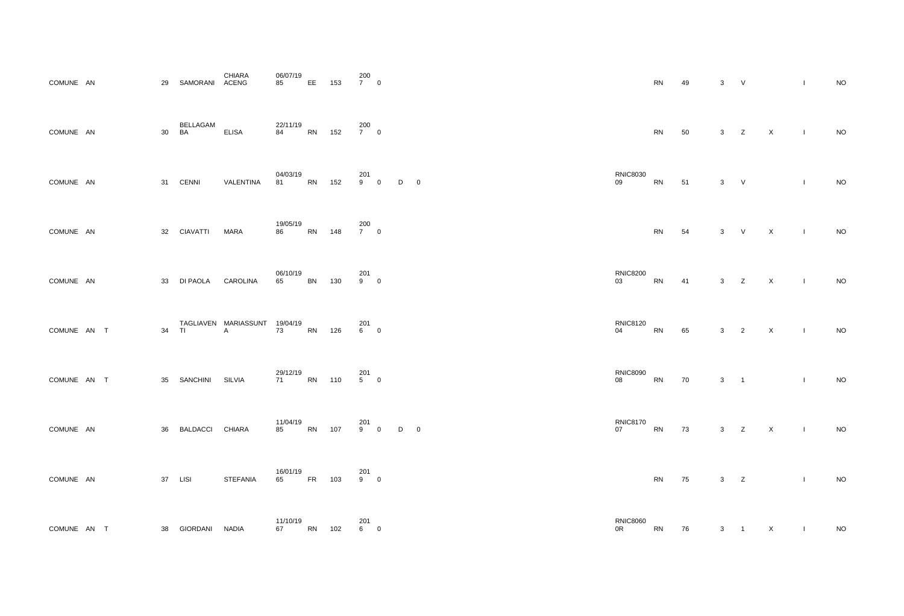| | | | | | | | | | | | | | | | | | | | |
|---|---|---|---|---|---|---|---|---|---|---|---|---|---|---|---|---|---|---|---|
| COMUNE | AN | | 29 | SAMORANI | CHIARA ACENG | 06/07/1985 | EE | 153 | 2007 | 0 | | | | RN | 49 | 3 | V | | I | NO |
| COMUNE | AN | | 30 | BELLAGAMBA | ELISA | 22/11/1984 | RN | 152 | 2007 | 0 | | | | RN | 50 | 3 | Z | X | I | NO |
| COMUNE | AN | | 31 | CENNI | VALENTINA | 04/03/1981 | RN | 152 | 2019 | 0 | D | 0 | RNIC803009 | RN | 51 | 3 | V | | I | NO |
| COMUNE | AN | | 32 | CIAVATTI | MARA | 19/05/1986 | RN | 148 | 2007 | 0 | | | | RN | 54 | 3 | V | X | I | NO |
| COMUNE | AN | | 33 | DI PAOLA | CAROLINA | 06/10/1965 | BN | 130 | 2019 | 0 | | | RNIC820003 | RN | 41 | 3 | Z | X | I | NO |
| COMUNE | AN | T | 34 | TAGLIAVENTI | MARIASSUNTA | 19/04/1973 | RN | 126 | 2016 | 0 | | | RNIC812004 | RN | 65 | 3 | 2 | X | I | NO |
| COMUNE | AN | T | 35 | SANCHINI | SILVIA | 29/12/1971 | RN | 110 | 2015 | 0 | | | RNIC809008 | RN | 70 | 3 | 1 | | I | NO |
| COMUNE | AN | | 36 | BALDACCI | CHIARA | 11/04/1985 | RN | 107 | 2019 | 0 | D | 0 | RNIC817007 | RN | 73 | 3 | Z | X | I | NO |
| COMUNE | AN | | 37 | LISI | STEFANIA | 16/01/1965 | FR | 103 | 2019 | 0 | | | | RN | 75 | 3 | Z | | I | NO |
| COMUNE | AN | T | 38 | GIORDANI | NADIA | 11/10/1967 | RN | 102 | 2016 | 0 | | | RNIC8060 0R | RN | 76 | 3 | 1 | X | I | NO |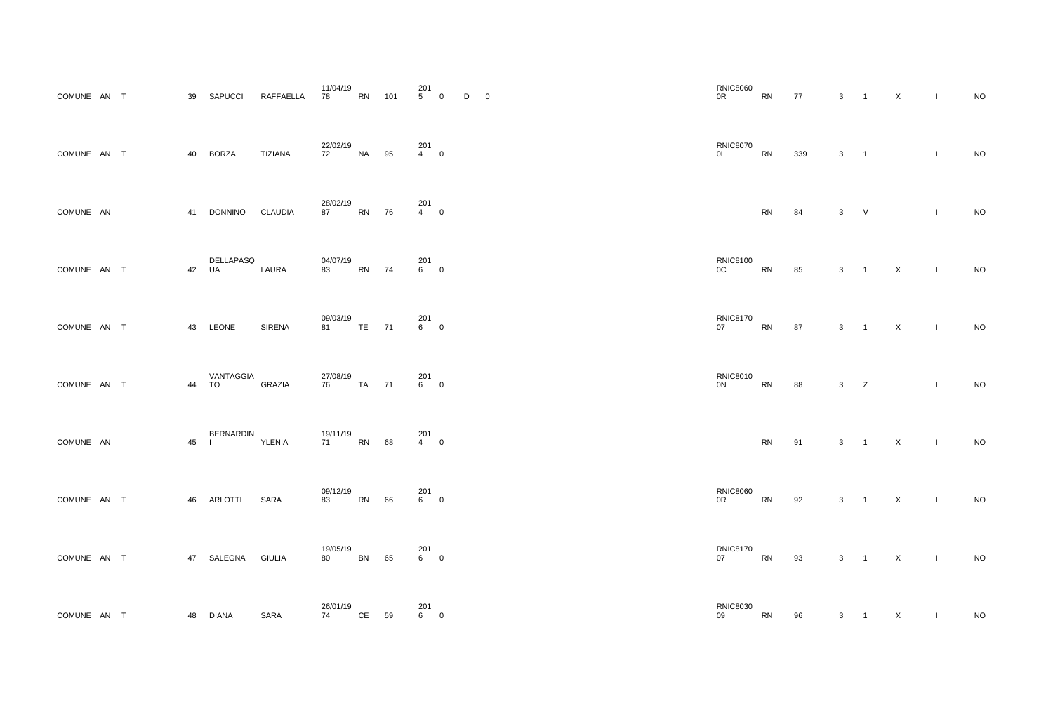| | | | | | | | | | | | | | | | | | | |
|---|---|---|---|---|---|---|---|---|---|---|---|---|---|---|---|---|---|---|
| COMUNE | AN | T | 39 | SAPUCCI | RAFFAELLA | 11/04/1978 | RN | 101 | 2015 | 0 | D | 0 | RNIC80600R | RN | 77 | 3 | 1 | X | I | NO |
| COMUNE | AN | T | 40 | BORZA | TIZIANA | 22/02/1972 | NA | 95 | 2014 | 0 | | | RNIC80700L | RN | 339 | 3 | 1 | | I | NO |
| COMUNE | AN | | 41 | DONNINO | CLAUDIA | 28/02/1987 | RN | 76 | 2014 | 0 | | | | RN | 84 | 3 | V | | I | NO |
| COMUNE | AN | T | 42 | DELLAPASQUA | LAURA | 04/07/1983 | RN | 74 | 2016 | 0 | | | RNIC81000C | RN | 85 | 3 | 1 | X | I | NO |
| COMUNE | AN | T | 43 | LEONE | SIRENA | 09/03/1981 | TE | 71 | 2016 | 0 | | | RNIC817007 | RN | 87 | 3 | 1 | X | I | NO |
| COMUNE | AN | T | 44 | VANTAGGIATO | GRAZIA | 27/08/1976 | TA | 71 | 2016 | 0 | | | RNIC80100N | RN | 88 | 3 | Z | | I | NO |
| COMUNE | AN | | 45 | BERNARDINI | YLENIA | 19/11/1971 | RN | 68 | 2014 | 0 | | | | RN | 91 | 3 | 1 | X | I | NO |
| COMUNE | AN | T | 46 | ARLOTTI | SARA | 09/12/1983 | RN | 66 | 2016 | 0 | | | RNIC80600R | RN | 92 | 3 | 1 | X | I | NO |
| COMUNE | AN | T | 47 | SALEGNA | GIULIA | 19/05/1980 | BN | 65 | 2016 | 0 | | | RNIC817007 | RN | 93 | 3 | 1 | X | I | NO |
| COMUNE | AN | T | 48 | DIANA | SARA | 26/01/1974 | CE | 59 | 2016 | 0 | | | RNIC803009 | RN | 96 | 3 | 1 | X | I | NO |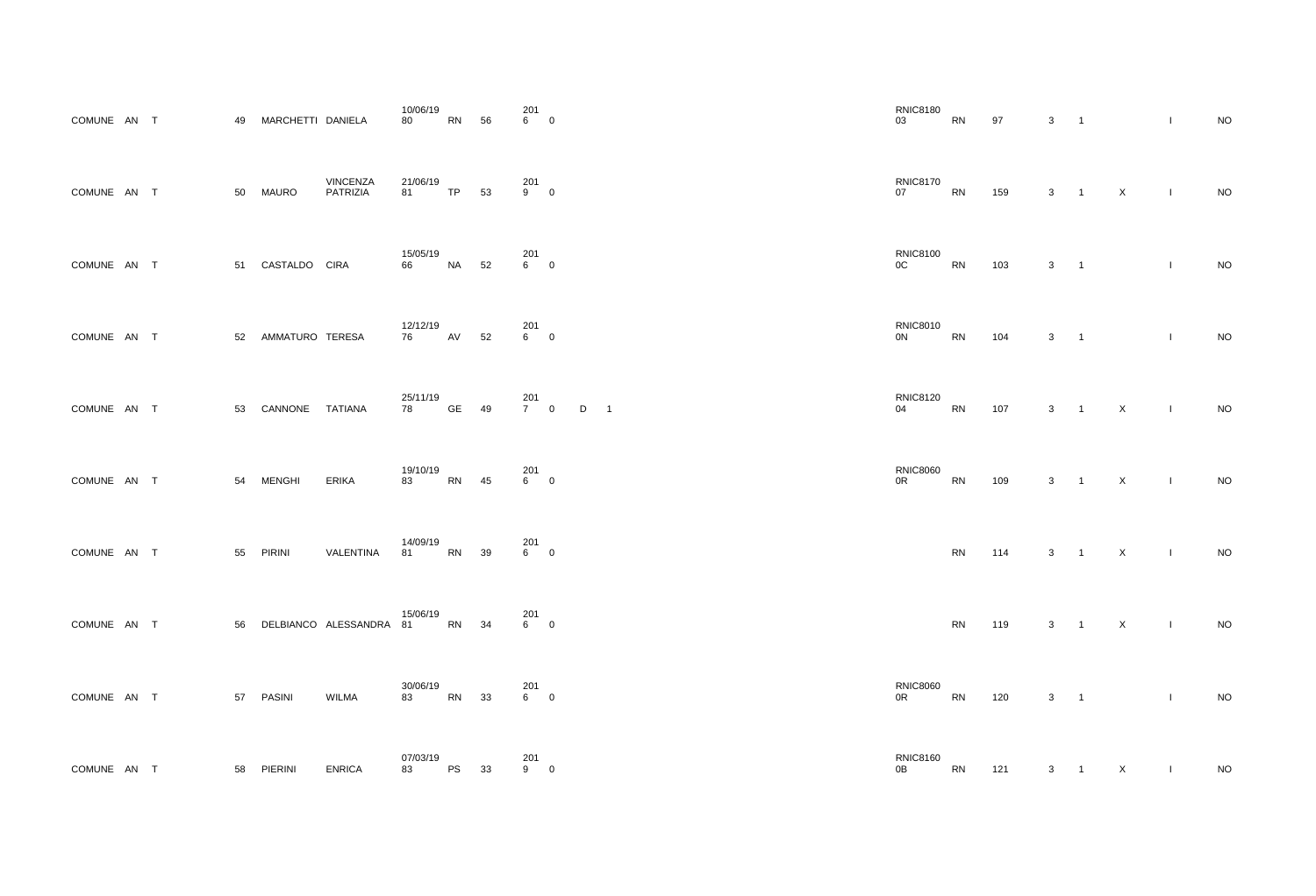| | | | | | | | | | | | | | | | | | | | |
|---|---|---|---|---|---|---|---|---|---|---|---|---|---|---|---|---|---|---|---|
| COMUNE | AN | T | 49 | MARCHETTI | DANIELA | 10/06/19 80 | RN | 56 | 201 6 | 0 | | | RNIC8180 03 | RN | 97 | 3 | 1 | | I | NO |
| COMUNE | AN | T | 50 | MAURO | VINCENZA PATRIZIA | 21/06/19 81 | TP | 53 | 201 9 | 0 | | | RNIC8170 07 | RN | 159 | 3 | 1 | X | I | NO |
| COMUNE | AN | T | 51 | CASTALDO | CIRA | 15/05/19 66 | NA | 52 | 201 6 | 0 | | | RNIC8100 0C | RN | 103 | 3 | 1 | | I | NO |
| COMUNE | AN | T | 52 | AMMATURO | TERESA | 12/12/19 76 | AV | 52 | 201 6 | 0 | | | RNIC8010 0N | RN | 104 | 3 | 1 | | I | NO |
| COMUNE | AN | T | 53 | CANNONE | TATIANA | 25/11/19 78 | GE | 49 | 201 7 | 0 | D | 1 | RNIC8120 04 | RN | 107 | 3 | 1 | X | I | NO |
| COMUNE | AN | T | 54 | MENGHI | ERIKA | 19/10/19 83 | RN | 45 | 201 6 | 0 | | | RNIC8060 0R | RN | 109 | 3 | 1 | X | I | NO |
| COMUNE | AN | T | 55 | PIRINI | VALENTINA | 14/09/19 81 | RN | 39 | 201 6 | 0 | | | | RN | 114 | 3 | 1 | X | I | NO |
| COMUNE | AN | T | 56 | DELBIANCO | ALESSANDRA | 15/06/19 81 | RN | 34 | 201 6 | 0 | | | | RN | 119 | 3 | 1 | X | I | NO |
| COMUNE | AN | T | 57 | PASINI | WILMA | 30/06/19 83 | RN | 33 | 201 6 | 0 | | | RNIC8060 0R | RN | 120 | 3 | 1 | | I | NO |
| COMUNE | AN | T | 58 | PIERINI | ENRICA | 07/03/19 83 | PS | 33 | 201 9 | 0 | | | RNIC8160 0B | RN | 121 | 3 | 1 | X | I | NO |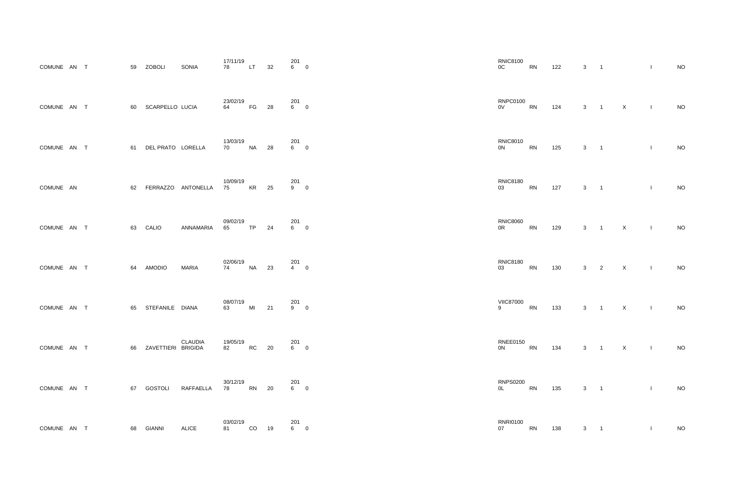| | | | | | | | | | | | | | | | | | | |
|---|---|---|---|---|---|---|---|---|---|---|---|---|---|---|---|---|---|---|
| COMUNE | AN | T | 59 | ZOBOLI | SONIA | 17/11/1978 | LT | 32 | 2016 | 0 | RNIC81000C | RN | 122 | 3 | 1 | | I | NO |
| COMUNE | AN | T | 60 | SCARPELLO | LUCIA | 23/02/1964 | FG | 28 | 2016 | 0 | RNPC01000V | RN | 124 | 3 | 1 | X | I | NO |
| COMUNE | AN | T | 61 | DEL PRATO | LORELLA | 13/03/1970 | NA | 28 | 2016 | 0 | RNIC80100N | RN | 125 | 3 | 1 | | I | NO |
| COMUNE | AN | | 62 | FERRAZZO | ANTONELLA | 10/09/1975 | KR | 25 | 2019 | 0 | RNIC818003 | RN | 127 | 3 | 1 | | I | NO |
| COMUNE | AN | T | 63 | CALIO | ANNAMARIA | 09/02/1965 | TP | 24 | 2016 | 0 | RNIC80600R | RN | 129 | 3 | 1 | X | I | NO |
| COMUNE | AN | T | 64 | AMODIO | MARIA | 02/06/1974 | NA | 23 | 2014 | 0 | RNIC818003 | RN | 130 | 3 | 2 | X | I | NO |
| COMUNE | AN | T | 65 | STEFANILE | DIANA | 08/07/1963 | MI | 21 | 2019 | 0 | VIIC870009 | RN | 133 | 3 | 1 | X | I | NO |
| COMUNE | AN | T | 66 | ZAVETTIERI | CLAUDIA BRIGIDA | 19/05/1982 | RC | 20 | 2016 | 0 | RNEE01500N | RN | 134 | 3 | 1 | X | I | NO |
| COMUNE | AN | T | 67 | GOSTOLI | RAFFAELLA | 30/12/1978 | RN | 20 | 2016 | 0 | RNPS02000L | RN | 135 | 3 | 1 | | I | NO |
| COMUNE | AN | T | 68 | GIANNI | ALICE | 03/02/1981 | CO | 19 | 2016 | 0 | RNRI010007 | RN | 138 | 3 | 1 | | I | NO |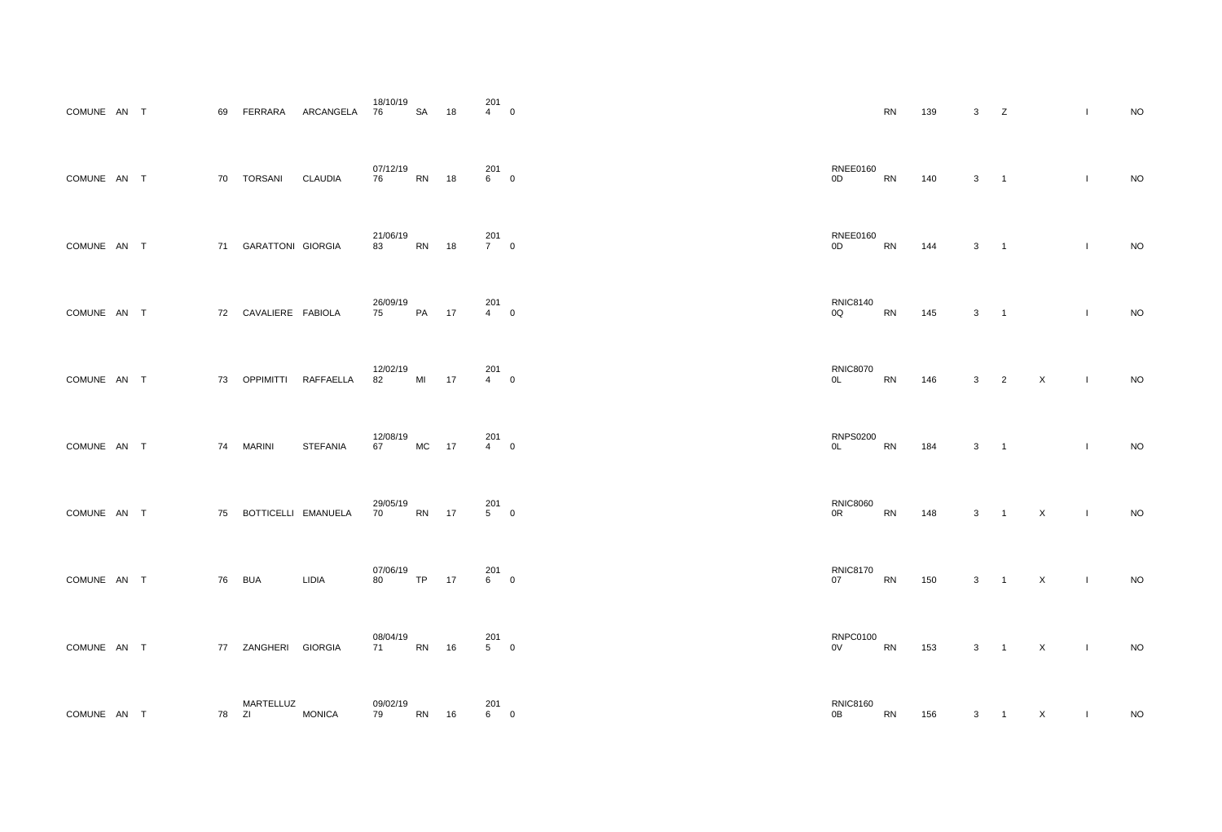| | | | | | | | | | | | | | | | | | | |
|---|---|---|---|---|---|---|---|---|---|---|---|---|---|---|---|---|---|---|
| COMUNE | AN | T | 69 | FERRARA | ARCANGELA | 18/10/1976 | SA | 18 | 2014 | 0 | | RN | 139 | 3 | Z | | I | NO |
| COMUNE | AN | T | 70 | TORSANI | CLAUDIA | 07/12/1976 | RN | 18 | 2016 | 0 | RNEE01600D | RN | 140 | 3 | 1 | | I | NO |
| COMUNE | AN | T | 71 | GARATTONI | GIORGIA | 21/06/1983 | RN | 18 | 2017 | 0 | RNEE01600D | RN | 144 | 3 | 1 | | I | NO |
| COMUNE | AN | T | 72 | CAVALIERE | FABIOLA | 26/09/1975 | PA | 17 | 2014 | 0 | RNIC81400Q | RN | 145 | 3 | 1 | | I | NO |
| COMUNE | AN | T | 73 | OPPIMITTI | RAFFAELLA | 12/02/1982 | MI | 17 | 2014 | 0 | RNIC80700L | RN | 146 | 3 | 2 | X | I | NO |
| COMUNE | AN | T | 74 | MARINI | STEFANIA | 12/08/1967 | MC | 17 | 2014 | 0 | RNPS02000L | RN | 184 | 3 | 1 | | I | NO |
| COMUNE | AN | T | 75 | BOTTICELLI | EMANUELA | 29/05/1970 | RN | 17 | 2015 | 0 | RNIC80600R | RN | 148 | 3 | 1 | X | I | NO |
| COMUNE | AN | T | 76 | BUA | LIDIA | 07/06/1980 | TP | 17 | 2016 | 0 | RNIC817007 | RN | 150 | 3 | 1 | X | I | NO |
| COMUNE | AN | T | 77 | ZANGHERI | GIORGIA | 08/04/1971 | RN | 16 | 2015 | 0 | RNPC01000V | RN | 153 | 3 | 1 | X | I | NO |
| COMUNE | AN | T | 78 | MARTELLUZZI | MONICA | 09/02/1979 | RN | 16 | 2016 | 0 | RNIC81600B | RN | 156 | 3 | 1 | X | I | NO |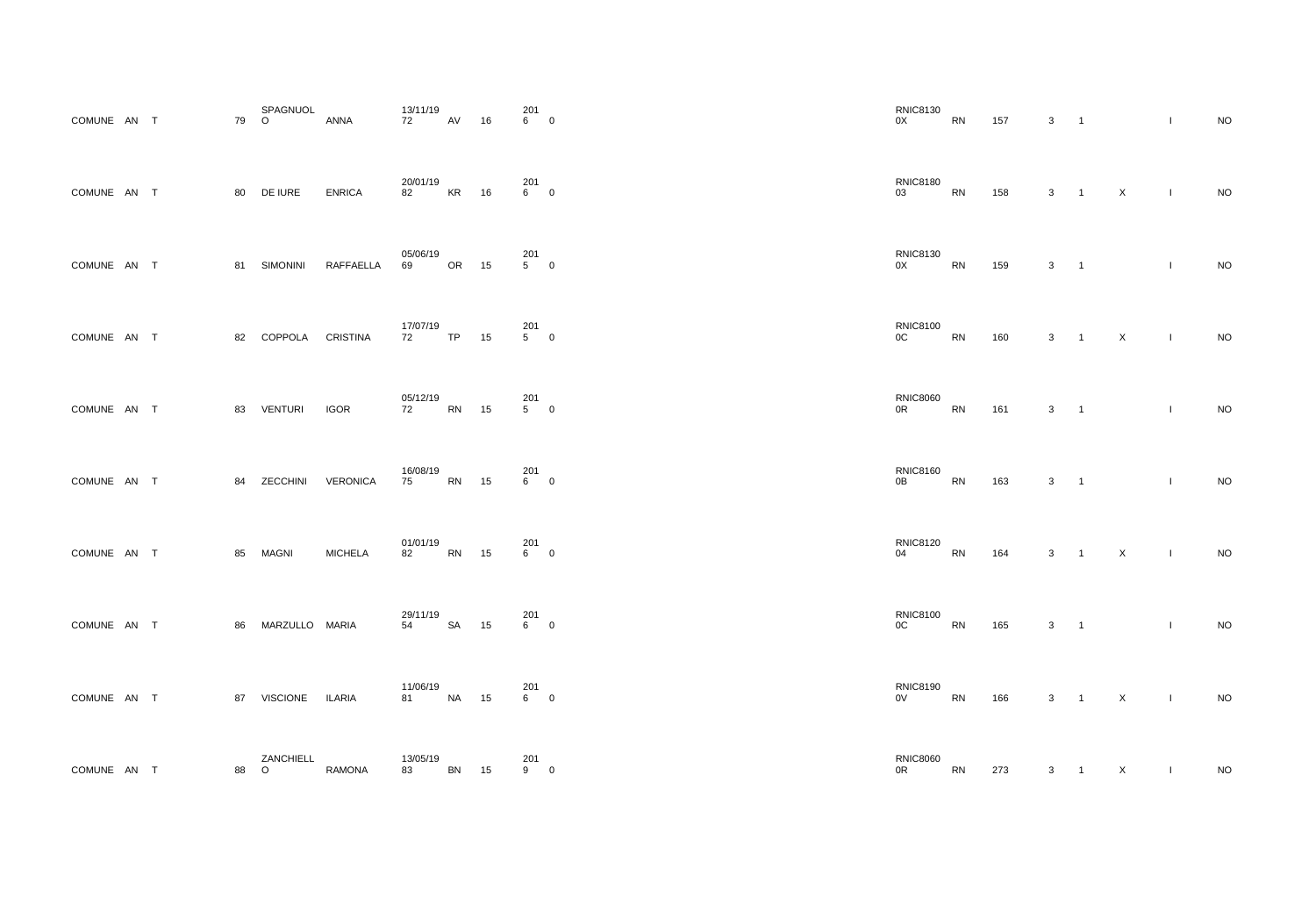| | | | | | | | | | | | | | | | | | | |
|---|---|---|---|---|---|---|---|---|---|---|---|---|---|---|---|---|---|---|
| COMUNE | AN | T | 79 | SPAGNUOL O | ANNA | 13/11/19 72 | AV | 16 | 201 6 | 0 | RNIC8130 0X | RN | 157 | 3 | 1 | | I | NO |
| COMUNE | AN | T | 80 | DE IURE | ENRICA | 20/01/19 82 | KR | 16 | 201 6 | 0 | RNIC8180 03 | RN | 158 | 3 | 1 | X | I | NO |
| COMUNE | AN | T | 81 | SIMONINI | RAFFAELLA | 05/06/19 69 | OR | 15 | 201 5 | 0 | RNIC8130 0X | RN | 159 | 3 | 1 | | I | NO |
| COMUNE | AN | T | 82 | COPPOLA | CRISTINA | 17/07/19 72 | TP | 15 | 201 5 | 0 | RNIC8100 0C | RN | 160 | 3 | 1 | X | I | NO |
| COMUNE | AN | T | 83 | VENTURI | IGOR | 05/12/19 72 | RN | 15 | 201 5 | 0 | RNIC8060 0R | RN | 161 | 3 | 1 | | I | NO |
| COMUNE | AN | T | 84 | ZECCHINI | VERONICA | 16/08/19 75 | RN | 15 | 201 6 | 0 | RNIC8160 0B | RN | 163 | 3 | 1 | | I | NO |
| COMUNE | AN | T | 85 | MAGNI | MICHELA | 01/01/19 82 | RN | 15 | 201 6 | 0 | RNIC8120 04 | RN | 164 | 3 | 1 | X | I | NO |
| COMUNE | AN | T | 86 | MARZULLO | MARIA | 29/11/19 54 | SA | 15 | 201 6 | 0 | RNIC8100 0C | RN | 165 | 3 | 1 | | I | NO |
| COMUNE | AN | T | 87 | VISCIONE | ILARIA | 11/06/19 81 | NA | 15 | 201 6 | 0 | RNIC8190 0V | RN | 166 | 3 | 1 | X | I | NO |
| COMUNE | AN | T | 88 | ZANCHIELL O | RAMONA | 13/05/19 83 | BN | 15 | 201 9 | 0 | RNIC8060 0R | RN | 273 | 3 | 1 | X | I | NO |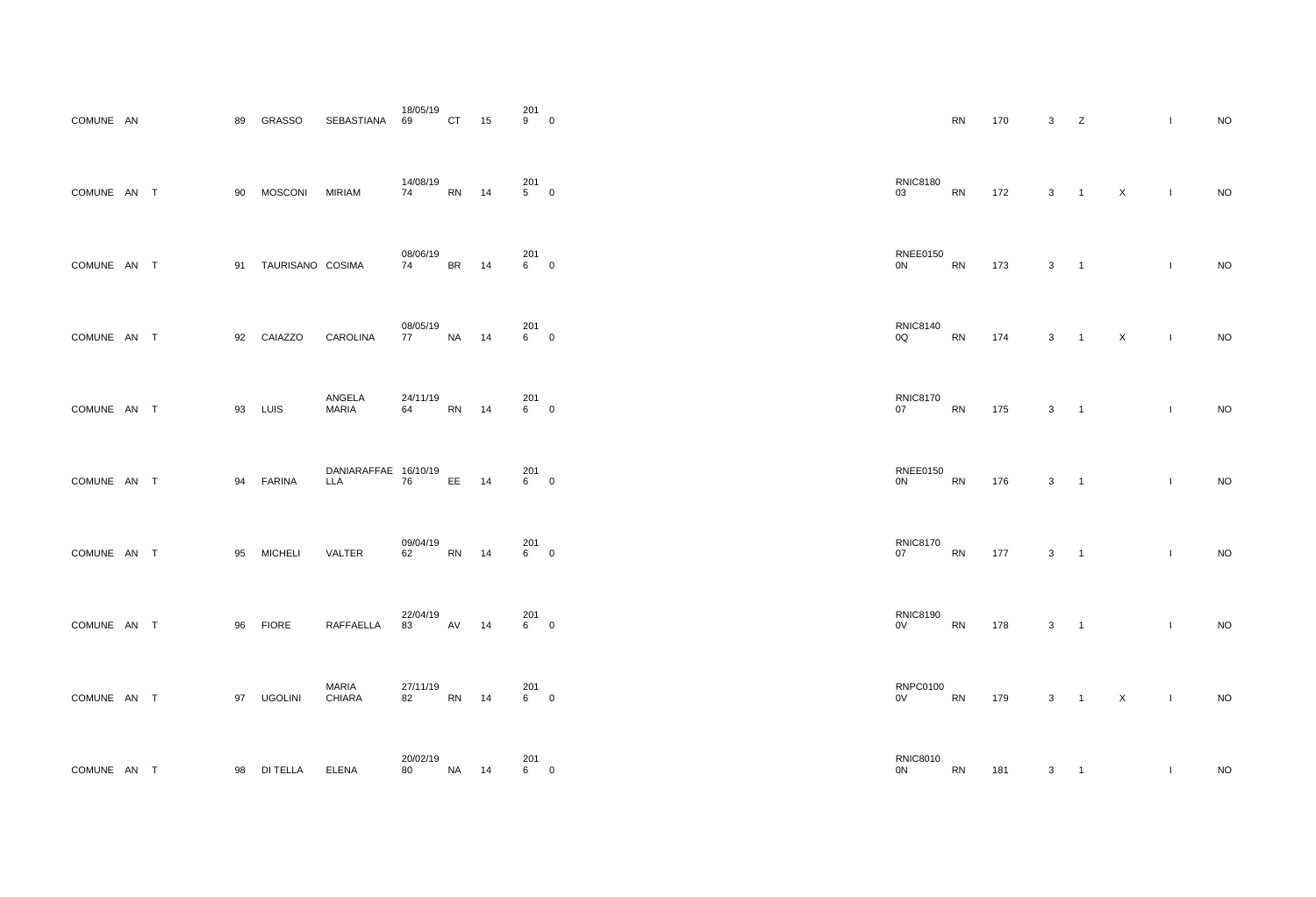| | | | | | | | | | | | | | | | | | | |
|---|---|---|---|---|---|---|---|---|---|---|---|---|---|---|---|---|---|---|
| COMUNE | AN | | 89 | GRASSO | SEBASTIANA | 18/05/1969 | CT | 15 | 2019 | 0 | | RN | 170 | 3 | Z | | I | NO |
| COMUNE | AN | T | 90 | MOSCONI | MIRIAM | 14/08/1974 | RN | 14 | 2015 | 0 | RNIC818003 | RN | 172 | 3 | 1 | X | I | NO |
| COMUNE | AN | T | 91 | TAURISANO | COSIMA | 08/06/1974 | BR | 14 | 2016 | 0 | RNEE01500N | RN | 173 | 3 | 1 | | I | NO |
| COMUNE | AN | T | 92 | CAIAZZO | CAROLINA | 08/05/1977 | NA | 14 | 2016 | 0 | RNIC81400Q | RN | 174 | 3 | 1 | X | I | NO |
| COMUNE | AN | T | 93 | LUIS | ANGELA MARIA | 24/11/1964 | RN | 14 | 2016 | 0 | RNIC817007 | RN | 175 | 3 | 1 | | I | NO |
| COMUNE | AN | T | 94 | FARINA | DANIARAFFAELLA | 16/10/1976 | EE | 14 | 2016 | 0 | RNEE01500N | RN | 176 | 3 | 1 | | I | NO |
| COMUNE | AN | T | 95 | MICHELI | VALTER | 09/04/1962 | RN | 14 | 2016 | 0 | RNIC817007 | RN | 177 | 3 | 1 | | I | NO |
| COMUNE | AN | T | 96 | FIORE | RAFFAELLA | 22/04/1983 | AV | 14 | 2016 | 0 | RNIC81900V | RN | 178 | 3 | 1 | | I | NO |
| COMUNE | AN | T | 97 | UGOLINI | MARIA CHIARA | 27/11/1982 | RN | 14 | 2016 | 0 | RNPC01000V | RN | 179 | 3 | 1 | X | I | NO |
| COMUNE | AN | T | 98 | DI TELLA | ELENA | 20/02/1980 | NA | 14 | 2016 | 0 | RNIC80100N | RN | 181 | 3 | 1 | | I | NO |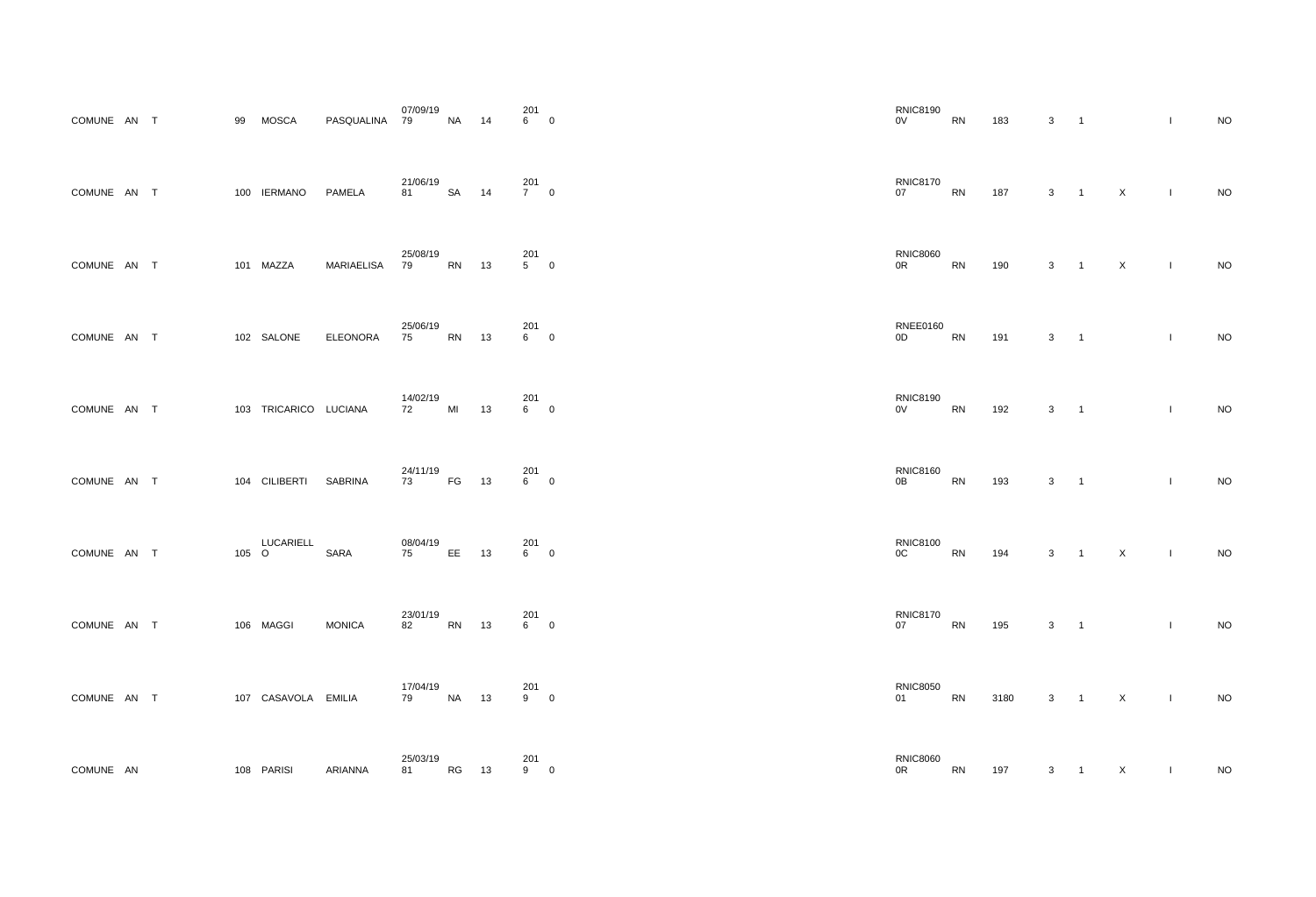| | | | | | | | | | | | | | | | | | | |
|---|---|---|---|---|---|---|---|---|---|---|---|---|---|---|---|---|---|---|
| COMUNE | AN | T | 99 | MOSCA | PASQUALINA | 07/09/1979 | NA | 14 | 2016 | 0 | RNIC81900V | RN | 183 | 3 | 1 | | I | NO |
| COMUNE | AN | T | 100 | IERMANO | PAMELA | 21/06/1981 | SA | 14 | 2017 | 0 | RNIC817007 | RN | 187 | 3 | 1 | X | I | NO |
| COMUNE | AN | T | 101 | MAZZA | MARIAELISA | 25/08/1979 | RN | 13 | 2015 | 0 | RNIC80600R | RN | 190 | 3 | 1 | X | I | NO |
| COMUNE | AN | T | 102 | SALONE | ELEONORA | 25/06/1975 | RN | 13 | 2016 | 0 | RNEE01600D | RN | 191 | 3 | 1 | | I | NO |
| COMUNE | AN | T | 103 | TRICARICO | LUCIANA | 14/02/1972 | MI | 13 | 2016 | 0 | RNIC81900V | RN | 192 | 3 | 1 | | I | NO |
| COMUNE | AN | T | 104 | CILIBERTI | SABRINA | 24/11/1973 | FG | 13 | 2016 | 0 | RNIC81600B | RN | 193 | 3 | 1 | | I | NO |
| COMUNE | AN | T | 105 | LUCARIELLO | SARA | 08/04/1975 | EE | 13 | 2016 | 0 | RNIC81000C | RN | 194 | 3 | 1 | X | I | NO |
| COMUNE | AN | T | 106 | MAGGI | MONICA | 23/01/1982 | RN | 13 | 2016 | 0 | RNIC817007 | RN | 195 | 3 | 1 | | I | NO |
| COMUNE | AN | T | 107 | CASAVOLA | EMILIA | 17/04/1979 | NA | 13 | 2019 | 0 | RNIC805001 | RN | 3180 | 3 | 1 | X | I | NO |
| COMUNE | AN | | 108 | PARISI | ARIANNA | 25/03/1981 | RG | 13 | 2019 | 0 | RNIC80600R | RN | 197 | 3 | 1 | X | I | NO |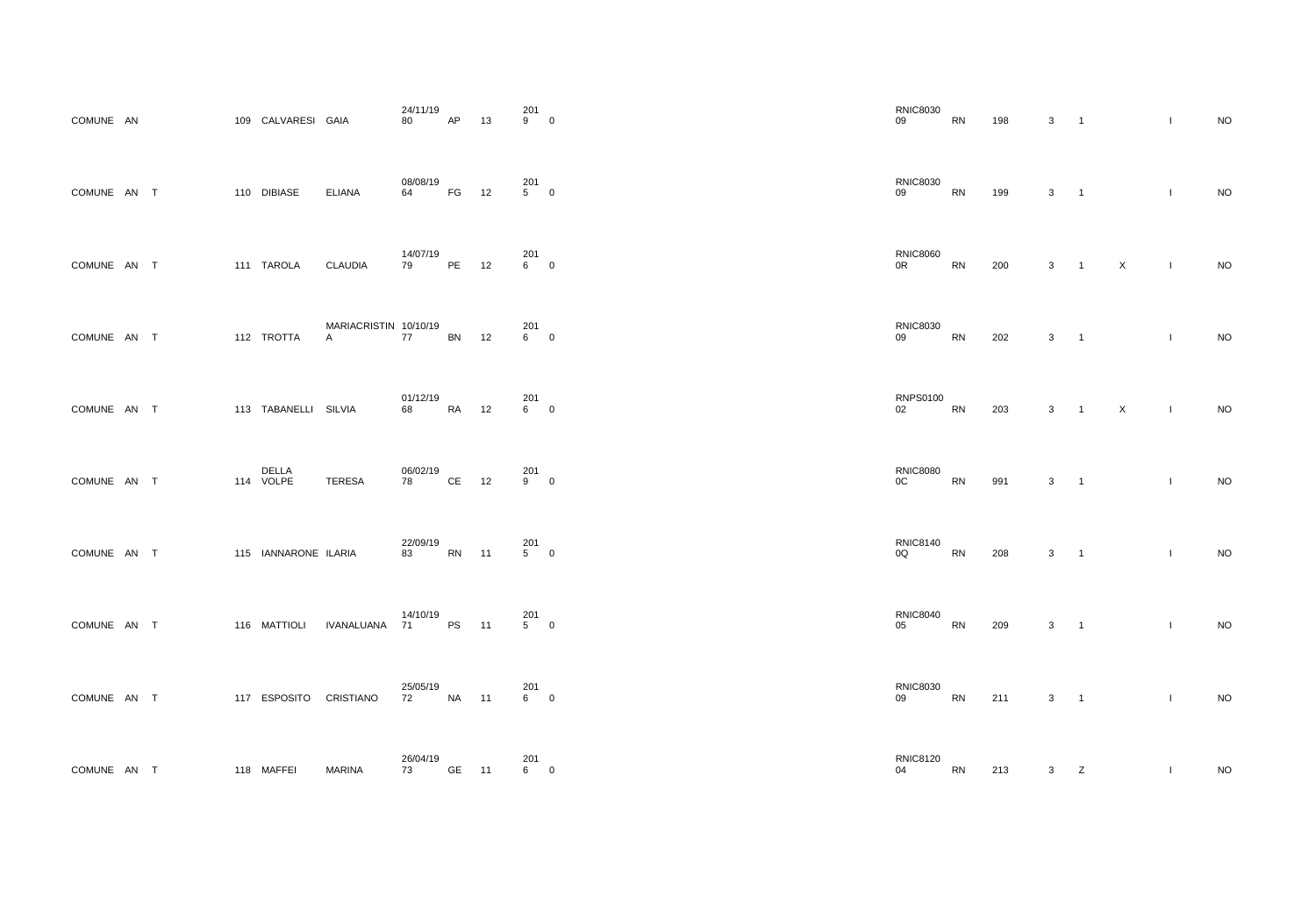| | | | | | | | | | | | | | | | | | |
|---|---|---|---|---|---|---|---|---|---|---|---|---|---|---|---|---|---|
| COMUNE | AN | | 109 | CALVARESI | GAIA | 24/11/1980 | AP | 13 | 2019 | 0 | RNIC803009 | RN | 198 | 3 | 1 | | I | NO |
| COMUNE | AN | T | 110 | DIBIASE | ELIANA | 08/08/1964 | FG | 12 | 2015 | 0 | RNIC803009 | RN | 199 | 3 | 1 | | I | NO |
| COMUNE | AN | T | 111 | TAROLA | CLAUDIA | 14/07/1979 | PE | 12 | 2016 | 0 | RNIC80600R | RN | 200 | 3 | 1 | X | I | NO |
| COMUNE | AN | T | 112 | TROTTA | MARIACRISTINA | 10/10/1977 | BN | 12 | 2016 | 0 | RNIC803009 | RN | 202 | 3 | 1 | | I | NO |
| COMUNE | AN | T | 113 | TABANELLI | SILVIA | 01/12/1968 | RA | 12 | 2016 | 0 | RNPS010002 | RN | 203 | 3 | 1 | X | I | NO |
| COMUNE | AN | T | 114 | DELLA VOLPE | TERESA | 06/02/1978 | CE | 12 | 2019 | 0 | RNIC80800C | RN | 991 | 3 | 1 | | I | NO |
| COMUNE | AN | T | 115 | IANNARONE | ILARIA | 22/09/1983 | RN | 11 | 2015 | 0 | RNIC81400Q | RN | 208 | 3 | 1 | | I | NO |
| COMUNE | AN | T | 116 | MATTIOLI | IVANALUANA | 14/10/1971 | PS | 11 | 2015 | 0 | RNIC804005 | RN | 209 | 3 | 1 | | I | NO |
| COMUNE | AN | T | 117 | ESPOSITO | CRISTIANO | 25/05/1972 | NA | 11 | 2016 | 0 | RNIC803009 | RN | 211 | 3 | 1 | | I | NO |
| COMUNE | AN | T | 118 | MAFFEI | MARINA | 26/04/1973 | GE | 11 | 2016 | 0 | RNIC812004 | RN | 213 | 3 | Z | | I | NO |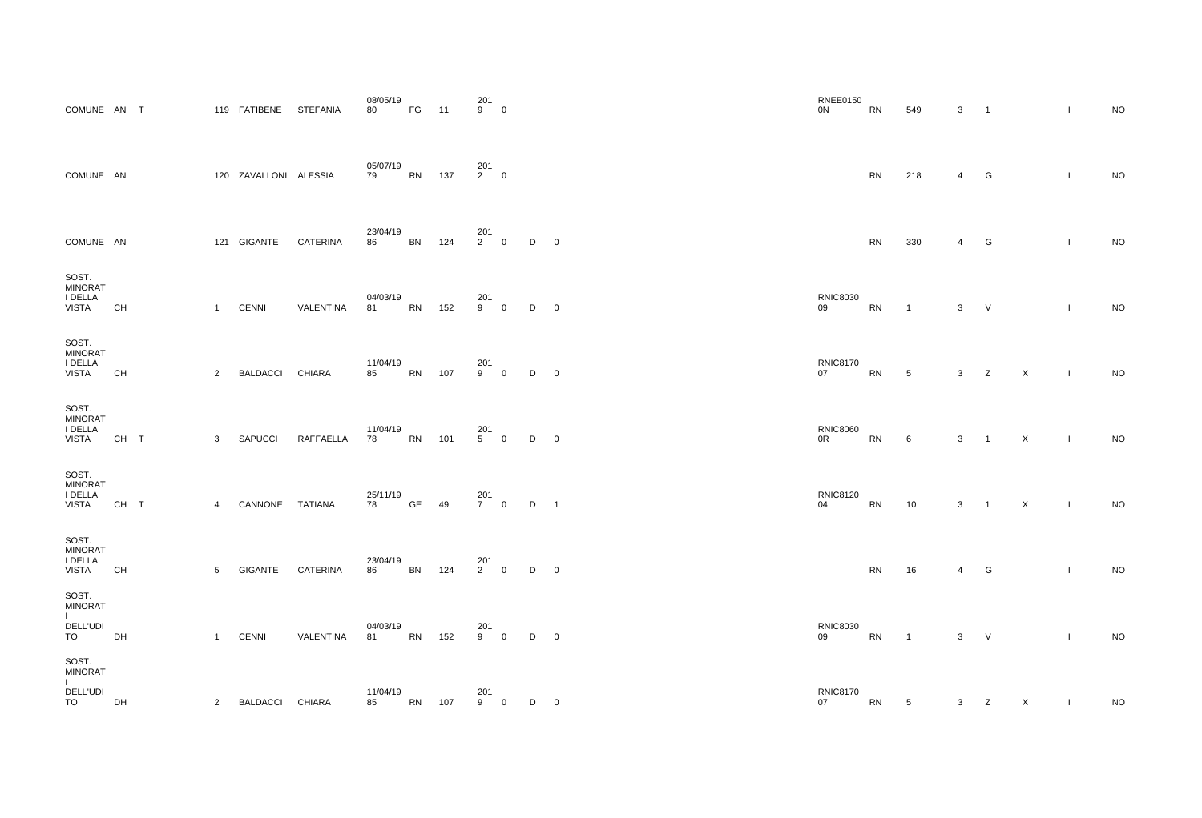| | | | | | | | | | | | | | | | | | | | | | | |
|---|---|---|---|---|---|---|---|---|---|---|---|---|---|---|---|---|---|---|---|---|---|---|
| COMUNE | AN | T | 119 | FATIBENE | STEFANIA | 08/05/19 80 | FG | 11 | 201 9 | 0 | | | RNEE0150 0N | RN | 549 | 3 | 1 | | I | NO |
| COMUNE | AN | | 120 | ZAVALLONI | ALESSIA | 05/07/19 79 | RN | 137 | 201 2 | 0 | | | | RN | 218 | 4 | G | | I | NO |
| COMUNE | AN | | 121 | GIGANTE | CATERINA | 23/04/19 86 | BN | 124 | 201 2 | 0 | D | 0 | | RN | 330 | 4 | G | | I | NO |
| SOST. MINORAT I DELLA VISTA | CH | | 1 | CENNI | VALENTINA | 04/03/19 81 | RN | 152 | 201 9 | 0 | D | 0 | RNIC8030 09 | RN | 1 | 3 | V | | I | NO |
| SOST. MINORAT I DELLA VISTA | CH | | 2 | BALDACCI | CHIARA | 11/04/19 85 | RN | 107 | 201 9 | 0 | D | 0 | RNIC8170 07 | RN | 5 | 3 | Z | X | I | NO |
| SOST. MINORAT I DELLA VISTA | CH | T | 3 | SAPUCCI | RAFFAELLA | 11/04/19 78 | RN | 101 | 201 5 | 0 | D | 0 | RNIC8060 0R | RN | 6 | 3 | 1 | X | I | NO |
| SOST. MINORAT I DELLA VISTA | CH | T | 4 | CANNONE | TATIANA | 25/11/19 78 | GE | 49 | 201 7 | 0 | D | 1 | RNIC8120 04 | RN | 10 | 3 | 1 | X | I | NO |
| SOST. MINORAT I DELLA VISTA | CH | | 5 | GIGANTE | CATERINA | 23/04/19 86 | BN | 124 | 201 2 | 0 | D | 0 | | RN | 16 | 4 | G | | I | NO |
| SOST. MINORAT I DELL'UDI TO | DH | | 1 | CENNI | VALENTINA | 04/03/19 81 | RN | 152 | 201 9 | 0 | D | 0 | RNIC8030 09 | RN | 1 | 3 | V | | I | NO |
| SOST. MINORAT I DELL'UDI TO | DH | | 2 | BALDACCI | CHIARA | 11/04/19 85 | RN | 107 | 201 9 | 0 | D | 0 | RNIC8170 07 | RN | 5 | 3 | Z | X | I | NO |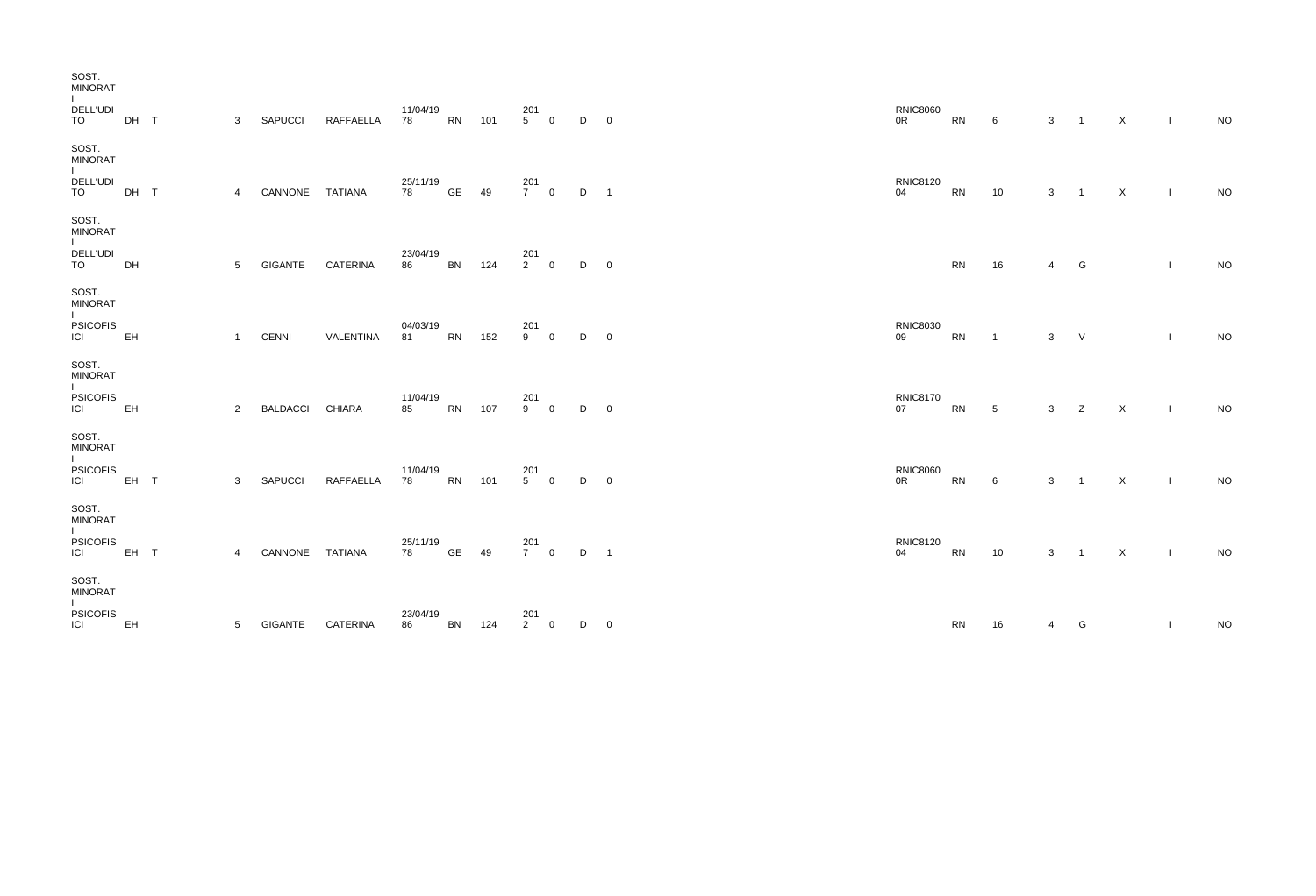| | | | | | | | | | | | | | | | | | | | | |
|---|---|---|---|---|---|---|---|---|---|---|---|---|---|---|---|---|---|---|---|---|
| SOST. MINORAT I DELL'UDI TO | DH | T | 3 | SAPUCCI | RAFFAELLA | 11/04/19 78 | RN | 101 | 201 5 | 0 | D | 0 | RNIC8060 0R | RN | 6 | 3 | 1 | X | I | NO |
| SOST. MINORAT I DELL'UDI TO | DH | T | 4 | CANNONE | TATIANA | 25/11/19 78 | GE | 49 | 201 7 | 0 | D | 1 | RNIC8120 04 | RN | 10 | 3 | 1 | X | I | NO |
| SOST. MINORAT I DELL'UDI TO | DH | | 5 | GIGANTE | CATERINA | 23/04/19 86 | BN | 124 | 201 2 | 0 | D | 0 | | RN | 16 | 4 | G | | I | NO |
| SOST. MINORAT I PSICOFIS ICI | EH | | 1 | CENNI | VALENTINA | 04/03/19 81 | RN | 152 | 201 9 | 0 | D | 0 | RNIC8030 09 | RN | 1 | 3 | V | | I | NO |
| SOST. MINORAT I PSICOFIS ICI | EH | | 2 | BALDACCI | CHIARA | 11/04/19 85 | RN | 107 | 201 9 | 0 | D | 0 | RNIC8170 07 | RN | 5 | 3 | Z | X | I | NO |
| SOST. MINORAT I PSICOFIS ICI | EH | T | 3 | SAPUCCI | RAFFAELLA | 11/04/19 78 | RN | 101 | 201 5 | 0 | D | 0 | RNIC8060 0R | RN | 6 | 3 | 1 | X | I | NO |
| SOST. MINORAT I PSICOFIS ICI | EH | T | 4 | CANNONE | TATIANA | 25/11/19 78 | GE | 49 | 201 7 | 0 | D | 1 | RNIC8120 04 | RN | 10 | 3 | 1 | X | I | NO |
| SOST. MINORAT I PSICOFIS ICI | EH | | 5 | GIGANTE | CATERINA | 23/04/19 86 | BN | 124 | 201 2 | 0 | D | 0 | | RN | 16 | 4 | G | | I | NO |